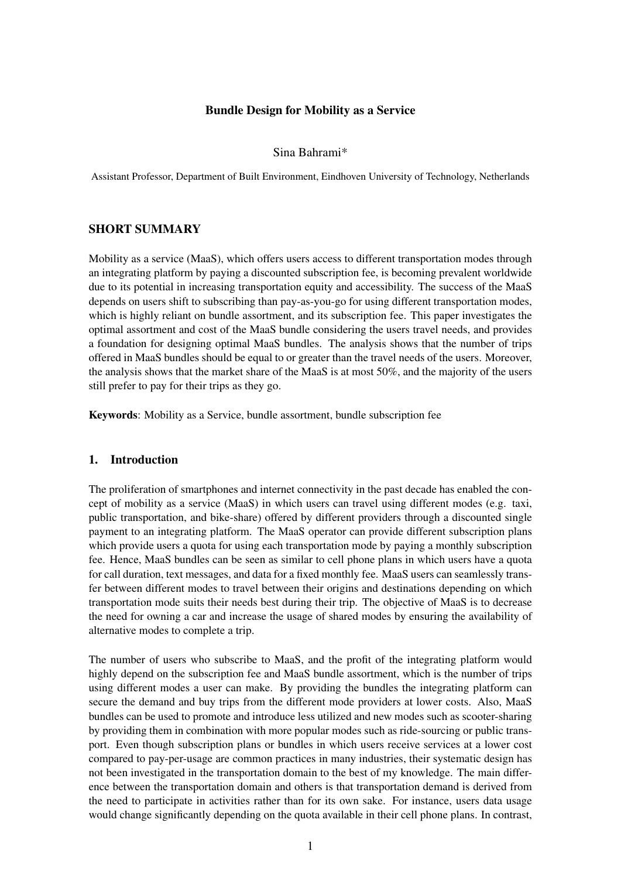# Bundle Design for Mobility as a Service

Sina Bahrami*

Assistant Professor, Department of Built Environment, Eindhoven University of Technology, Netherlands

## SHORT SUMMARY

Mobility as a service (MaaS), which offers users access to different transportation modes through an integrating platform by paying a discounted subscription fee, is becoming prevalent worldwide due to its potential in increasing transportation equity and accessibility. The success of the MaaS depends on users shift to subscribing than pay-as-you-go for using different transportation modes, which is highly reliant on bundle assortment, and its subscription fee. This paper investigates the optimal assortment and cost of the MaaS bundle considering the users travel needs, and provides a foundation for designing optimal MaaS bundles. The analysis shows that the number of trips offered in MaaS bundles should be equal to or greater than the travel needs of the users. Moreover, the analysis shows that the market share of the MaaS is at most 50%, and the majority of the users still prefer to pay for their trips as they go.

**Keywords**: Mobility as a Service, bundle assortment, bundle subscription fee

## 1. Introduction

The proliferation of smartphones and internet connectivity in the past decade has enabled the concept of mobility as a service (MaaS) in which users can travel using different modes (e.g. taxi, public transportation, and bike-share) offered by different providers through a discounted single payment to an integrating platform. The MaaS operator can provide different subscription plans which provide users a quota for using each transportation mode by paying a monthly subscription fee. Hence, MaaS bundles can be seen as similar to cell phone plans in which users have a quota for call duration, text messages, and data for a fixed monthly fee. MaaS users can seamlessly transfer between different modes to travel between their origins and destinations depending on which transportation mode suits their needs best during their trip. The objective of MaaS is to decrease the need for owning a car and increase the usage of shared modes by ensuring the availability of alternative modes to complete a trip.

The number of users who subscribe to MaaS, and the profit of the integrating platform would highly depend on the subscription fee and MaaS bundle assortment, which is the number of trips using different modes a user can make. By providing the bundles the integrating platform can secure the demand and buy trips from the different mode providers at lower costs. Also, MaaS bundles can be used to promote and introduce less utilized and new modes such as scooter-sharing by providing them in combination with more popular modes such as ride-sourcing or public transport. Even though subscription plans or bundles in which users receive services at a lower cost compared to pay-per-usage are common practices in many industries, their systematic design has not been investigated in the transportation domain to the best of my knowledge. The main difference between the transportation domain and others is that transportation demand is derived from the need to participate in activities rather than for its own sake. For instance, users data usage would change significantly depending on the quota available in their cell phone plans. In contrast,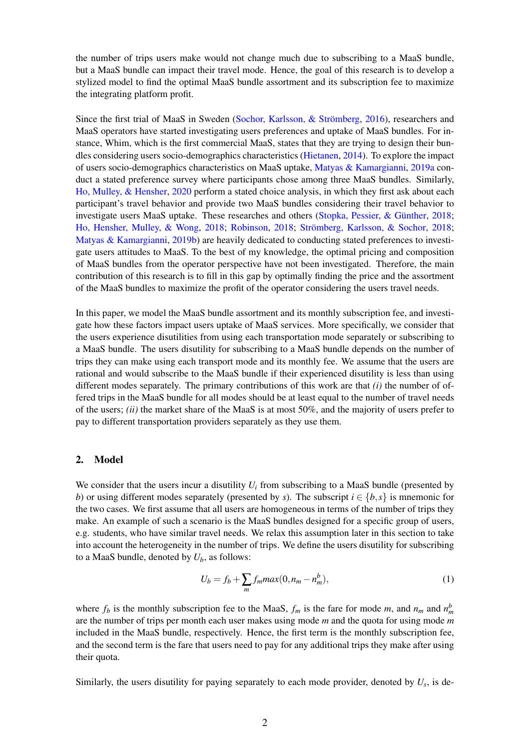the number of trips users make would not change much due to subscribing to a MaaS bundle, but a MaaS bundle can impact their travel mode. Hence, the goal of this research is to develop a stylized model to find the optimal MaaS bundle assortment and its subscription fee to maximize the integrating platform profit.

Since the first trial of MaaS in Sweden (Sochor, Karlsson, & Strömberg, 2016), researchers and MaaS operators have started investigating users preferences and uptake of MaaS bundles. For instance, Whim, which is the first commercial MaaS, states that they are trying to design their bundles considering users socio-demographics characteristics (Hietanen, 2014). To explore the impact of users socio-demographics characteristics on MaaS uptake, Matyas & Kamargianni, 2019a conduct a stated preference survey where participants chose among three MaaS bundles. Similarly, Ho, Mulley, & Hensher, 2020 perform a stated choice analysis, in which they first ask about each participant's travel behavior and provide two MaaS bundles considering their travel behavior to investigate users MaaS uptake. These researches and others (Stopka, Pessier, & Günther, 2018; Ho, Hensher, Mulley, & Wong, 2018; Robinson, 2018; Strömberg, Karlsson, & Sochor, 2018; Matyas & Kamargianni, 2019b) are heavily dedicated to conducting stated preferences to investigate users attitudes to MaaS. To the best of my knowledge, the optimal pricing and composition of MaaS bundles from the operator perspective have not been investigated. Therefore, the main contribution of this research is to fill in this gap by optimally finding the price and the assortment of the MaaS bundles to maximize the profit of the operator considering the users travel needs.

In this paper, we model the MaaS bundle assortment and its monthly subscription fee, and investigate how these factors impact users uptake of MaaS services. More specifically, we consider that the users experience disutilities from using each transportation mode separately or subscribing to a MaaS bundle. The users disutility for subscribing to a MaaS bundle depends on the number of trips they can make using each transport mode and its monthly fee. We assume that the users are rational and would subscribe to the MaaS bundle if their experienced disutility is less than using different modes separately. The primary contributions of this work are that *(i)* the number of offered trips in the MaaS bundle for all modes should be at least equal to the number of travel needs of the users; *(ii)* the market share of the MaaS is at most 50%, and the majority of users prefer to pay to different transportation providers separately as they use them.

## 2. Model

We consider that the users incur a disutility $U_i$ from subscribing to a MaaS bundle (presented by $b$) or using different modes separately (presented by $s$). The subscript $i \in \{b, s\}$ is mnemonic for the two cases. We first assume that all users are homogeneous in terms of the number of trips they make. An example of such a scenario is the MaaS bundles designed for a specific group of users, e.g. students, who have similar travel needs. We relax this assumption later in this section to take into account the heterogeneity in the number of trips. We define the users disutility for subscribing to a MaaS bundle, denoted by $U_b$, as follows:

$$U_b = f_b + \sum_m f_m max(0, n_m - n_m^b), \tag{1}$$

where $f_b$ is the monthly subscription fee to the MaaS, $f_m$ is the fare for mode $m$, and $n_m$ and $n_m^b$ are the number of trips per month each user makes using mode $m$ and the quota for using mode $m$ included in the MaaS bundle, respectively. Hence, the first term is the monthly subscription fee, and the second term is the fare that users need to pay for any additional trips they make after using their quota.

Similarly, the users disutility for paying separately to each mode provider, denoted by $U_s$, is de-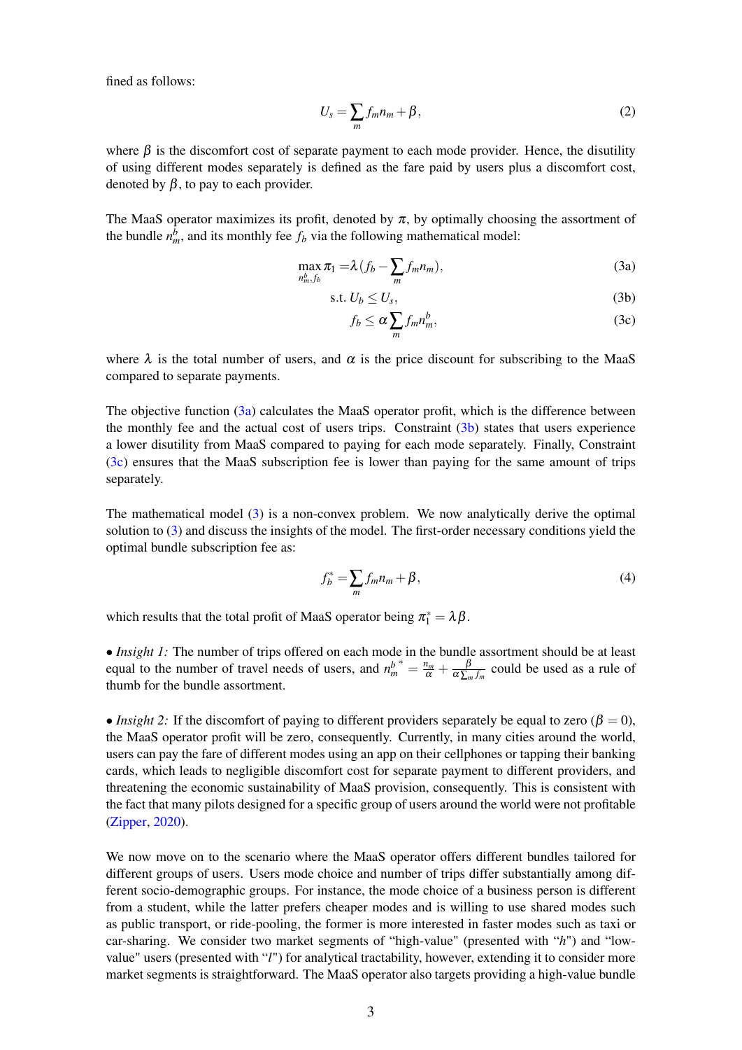fined as follows:

$$U_s = \sum_m f_m n_m + \beta, \tag{2}$$

where $\beta$ is the discomfort cost of separate payment to each mode provider. Hence, the disutility of using different modes separately is defined as the fare paid by users plus a discomfort cost, denoted by $\beta$, to pay to each provider.

The MaaS operator maximizes its profit, denoted by $\pi$, by optimally choosing the assortment of the bundle $n_m^b$, and its monthly fee $f_b$ via the following mathematical model:

$$\max_{n_m^b, f_b} \pi_1 = \lambda (f_b - \sum_m f_m n_m), \tag{3a}$$

$$\text{s.t. } U_b \leq U_s, \tag{3b}$$

$$f_b \leq \alpha \sum_m f_m n_m^b, \tag{3c}$$

where $\lambda$ is the total number of users, and $\alpha$ is the price discount for subscribing to the MaaS compared to separate payments.

The objective function (3a) calculates the MaaS operator profit, which is the difference between the monthly fee and the actual cost of users trips. Constraint (3b) states that users experience a lower disutility from MaaS compared to paying for each mode separately. Finally, Constraint (3c) ensures that the MaaS subscription fee is lower than paying for the same amount of trips separately.

The mathematical model (3) is a non-convex problem. We now analytically derive the optimal solution to (3) and discuss the insights of the model. The first-order necessary conditions yield the optimal bundle subscription fee as:

$$f_b^* = \sum_m f_m n_m + \beta, \tag{4}$$

which results that the total profit of MaaS operator being $\pi_1^* = \lambda \beta$.

• *Insight 1:* The number of trips offered on each mode in the bundle assortment should be at least equal to the number of travel needs of users, and ${n_m^b}^* = \frac{n_m}{\alpha} + \frac{\beta}{\alpha \sum_m f_m}$ could be used as a rule of thumb for the bundle assortment.

• *Insight 2:* If the discomfort of paying to different providers separately be equal to zero ($\beta = 0$), the MaaS operator profit will be zero, consequently. Currently, in many cities around the world, users can pay the fare of different modes using an app on their cellphones or tapping their banking cards, which leads to negligible discomfort cost for separate payment to different providers, and threatening the economic sustainability of MaaS provision, consequently. This is consistent with the fact that many pilots designed for a specific group of users around the world were not profitable (Zipper, 2020).

We now move on to the scenario where the MaaS operator offers different bundles tailored for different groups of users. Users mode choice and number of trips differ substantially among different socio-demographic groups. For instance, the mode choice of a business person is different from a student, while the latter prefers cheaper modes and is willing to use shared modes such as public transport, or ride-pooling, the former is more interested in faster modes such as taxi or car-sharing. We consider two market segments of "high-value" (presented with "$h$") and "low-value" users (presented with "$l$") for analytical tractability, however, extending it to consider more market segments is straightforward. The MaaS operator also targets providing a high-value bundle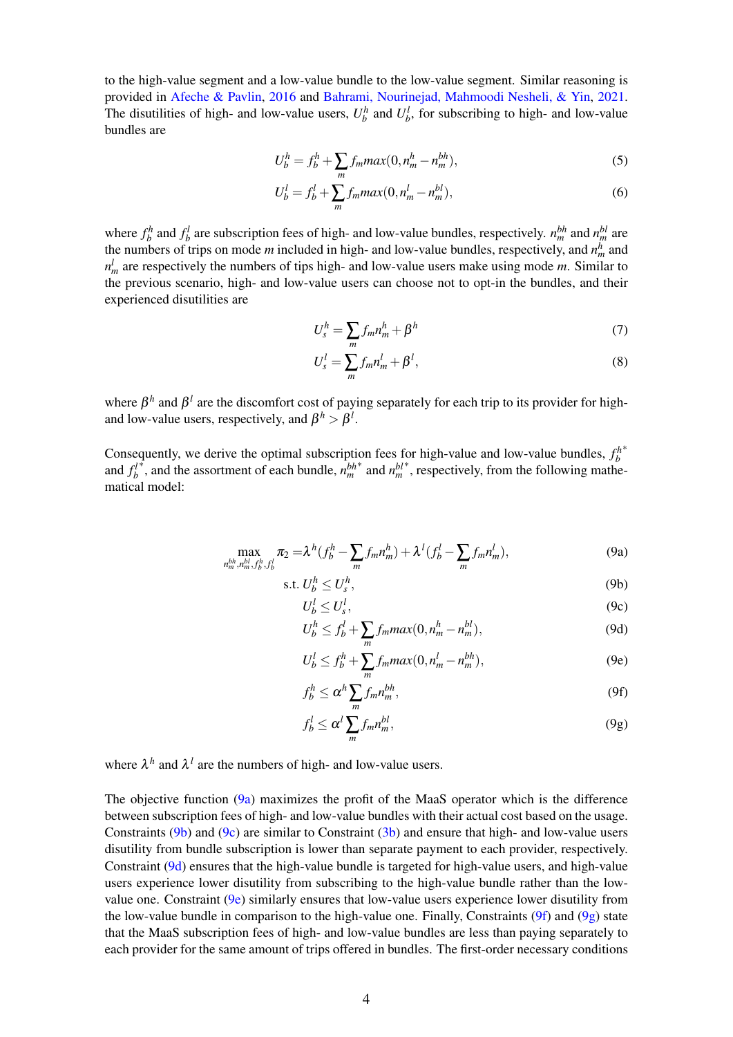to the high-value segment and a low-value bundle to the low-value segment. Similar reasoning is provided in Afeche & Pavlin, 2016 and Bahrami, Nourinejad, Mahmoodi Nesheli, & Yin, 2021. The disutilities of high- and low-value users, $U_b^h$ and $U_b^l$, for subscribing to high- and low-value bundles are

$$U_b^h = f_b^h + \sum_m f_m max(0, n_m^h - n_m^{bh}), \tag{5}$$

$$U_b^l = f_b^l + \sum_m f_m max(0, n_m^l - n_m^{bl}), \tag{6}$$

where $f_b^h$ and $f_b^l$ are subscription fees of high- and low-value bundles, respectively. $n_m^{bh}$ and $n_m^{bl}$ are the numbers of trips on mode $m$ included in high- and low-value bundles, respectively, and $n_m^h$ and $n_m^l$ are respectively the numbers of tips high- and low-value users make using mode $m$. Similar to the previous scenario, high- and low-value users can choose not to opt-in the bundles, and their experienced disutilities are

$$U_s^h = \sum_m f_m n_m^h + \beta^h \tag{7}$$

$$U_s^l = \sum_m f_m n_m^l + \beta^l, \tag{8}$$

where $\beta^h$ and $\beta^l$ are the discomfort cost of paying separately for each trip to its provider for high- and low-value users, respectively, and $\beta^h > \beta^l$.

Consequently, we derive the optimal subscription fees for high-value and low-value bundles, $f_b^{h*}$ and $f_b^{l*}$, and the assortment of each bundle, $n_m^{bh*}$ and $n_m^{bl*}$, respectively, from the following mathematical model:

$$\max_{n_m^{bh}, n_m^{bl}, f_b^h, f_b^l} \pi_2 = \lambda^h (f_b^h - \sum_m f_m n_m^h) + \lambda^l (f_b^l - \sum_m f_m n_m^l), \tag{9a}$$

$$\text{s.t. } U_b^h \leq U_s^h, \tag{9b}$$

$$U_b^l \leq U_s^l, \tag{9c}$$

$$U_b^h \leq f_b^l + \sum_m f_m max(0, n_m^h - n_m^{bl}), \tag{9d}$$

$$U_b^l \leq f_b^h + \sum_m f_m max(0, n_m^l - n_m^{bh}), \tag{9e}$$

$$f_b^h \leq \alpha^h \sum_m f_m n_m^{bh}, \tag{9f}$$

$$f_b^l \leq \alpha^l \sum_m f_m n_m^{bl}, \tag{9g}$$

where $\lambda^h$ and $\lambda^l$ are the numbers of high- and low-value users.

The objective function (9a) maximizes the profit of the MaaS operator which is the difference between subscription fees of high- and low-value bundles with their actual cost based on the usage. Constraints (9b) and (9c) are similar to Constraint (3b) and ensure that high- and low-value users disutility from bundle subscription is lower than separate payment to each provider, respectively. Constraint (9d) ensures that the high-value bundle is targeted for high-value users, and high-value users experience lower disutility from subscribing to the high-value bundle rather than the low-value one. Constraint (9e) similarly ensures that low-value users experience lower disutility from the low-value bundle in comparison to the high-value one. Finally, Constraints (9f) and (9g) state that the MaaS subscription fees of high- and low-value bundles are less than paying separately to each provider for the same amount of trips offered in bundles. The first-order necessary conditions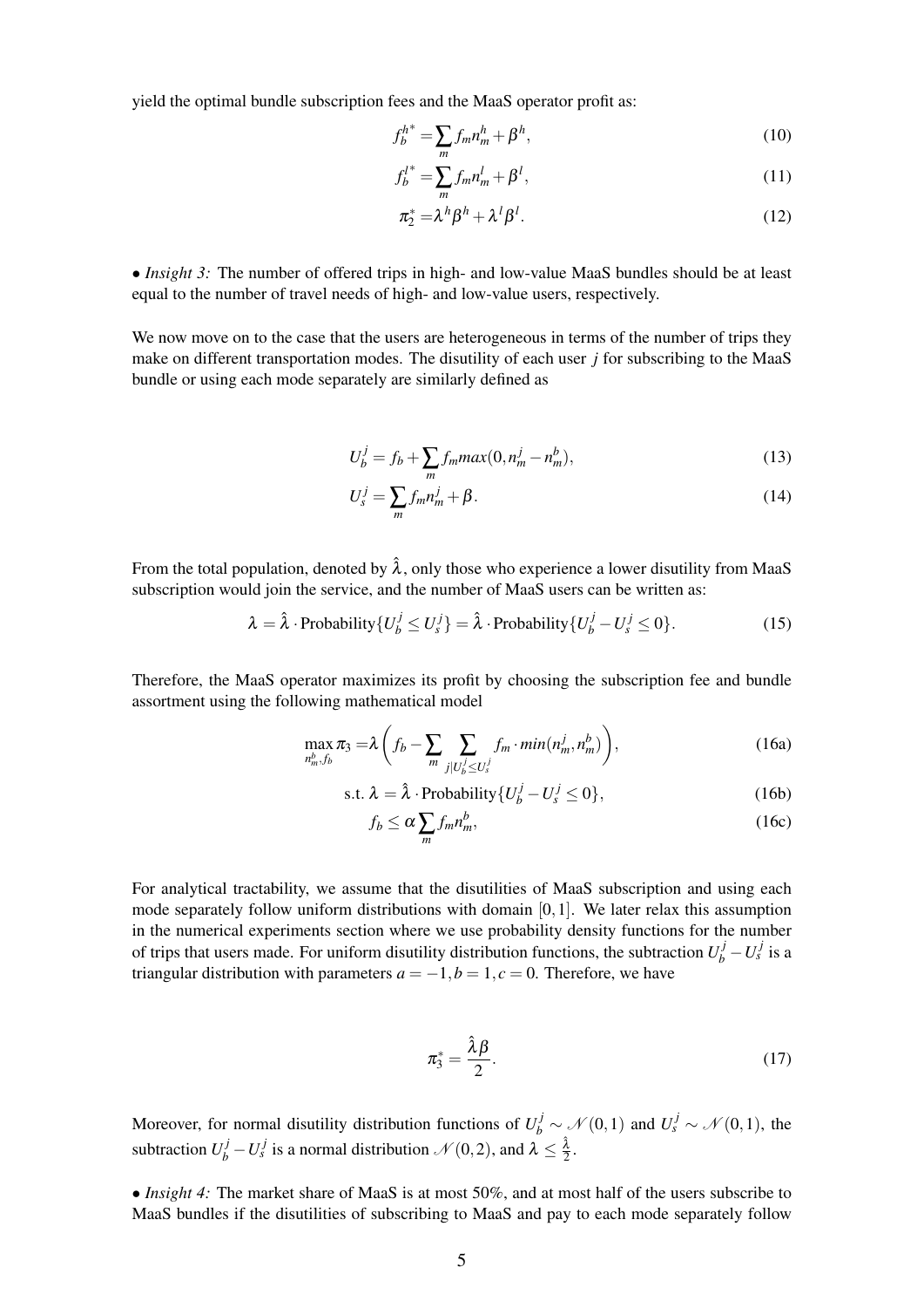yield the optimal bundle subscription fees and the MaaS operator profit as:

$$f_b^{h^*} = \sum_m f_m n_m^h + \beta^h, \tag{10}$$

$$f_b^{l^*} = \sum_m f_m n_m^l + \beta^l, \tag{11}$$

$$\pi_2^* = \lambda^h \beta^h + \lambda^l \beta^l. \tag{12}$$

• *Insight 3:* The number of offered trips in high- and low-value MaaS bundles should be at least equal to the number of travel needs of high- and low-value users, respectively.

We now move on to the case that the users are heterogeneous in terms of the number of trips they make on different transportation modes. The disutility of each user $j$ for subscribing to the MaaS bundle or using each mode separately are similarly defined as

$$U_b^j = f_b + \sum_m f_m max(0, n_m^j - n_m^b), \tag{13}$$

$$U_s^j = \sum_m f_m n_m^j + \beta. \tag{14}$$

From the total population, denoted by $\hat{\lambda}$, only those who experience a lower disutility from MaaS subscription would join the service, and the number of MaaS users can be written as:

$$\lambda = \hat{\lambda} \cdot \text{Probability}\{U_b^j \leq U_s^j\} = \hat{\lambda} \cdot \text{Probability}\{U_b^j - U_s^j \leq 0\}. \tag{15}$$

Therefore, the MaaS operator maximizes its profit by choosing the subscription fee and bundle assortment using the following mathematical model

$$\max_{n_m^b, f_b} \pi_3 = \lambda \left( f_b - \sum_m \sum_{j | U_b^j \leq U_s^j} f_m \cdot min(n_m^j, n_m^b) \right), \tag{16a}$$

$$\text{s.t. } \lambda = \hat{\lambda} \cdot \text{Probability}\{U_b^j - U_s^j \leq 0\}, \tag{16b}$$

$$f_b \leq \alpha \sum_m f_m n_m^b, \tag{16c}$$

For analytical tractability, we assume that the disutilities of MaaS subscription and using each mode separately follow uniform distributions with domain $[0, 1]$. We later relax this assumption in the numerical experiments section where we use probability density functions for the number of trips that users made. For uniform disutility distribution functions, the subtraction $U_b^j - U_s^j$ is a triangular distribution with parameters $a = -1, b = 1, c = 0$. Therefore, we have

$$\pi_3^* = \frac{\hat{\lambda}\beta}{2}. \tag{17}$$

Moreover, for normal disutility distribution functions of $U_b^j \sim \mathcal{N}(0, 1)$ and $U_s^j \sim \mathcal{N}(0, 1)$, the subtraction $U_b^j - U_s^j$ is a normal distribution $\mathcal{N}(0, 2)$, and $\lambda \leq \frac{\hat{\lambda}}{2}$.

• *Insight 4:* The market share of MaaS is at most 50%, and at most half of the users subscribe to MaaS bundles if the disutilities of subscribing to MaaS and pay to each mode separately follow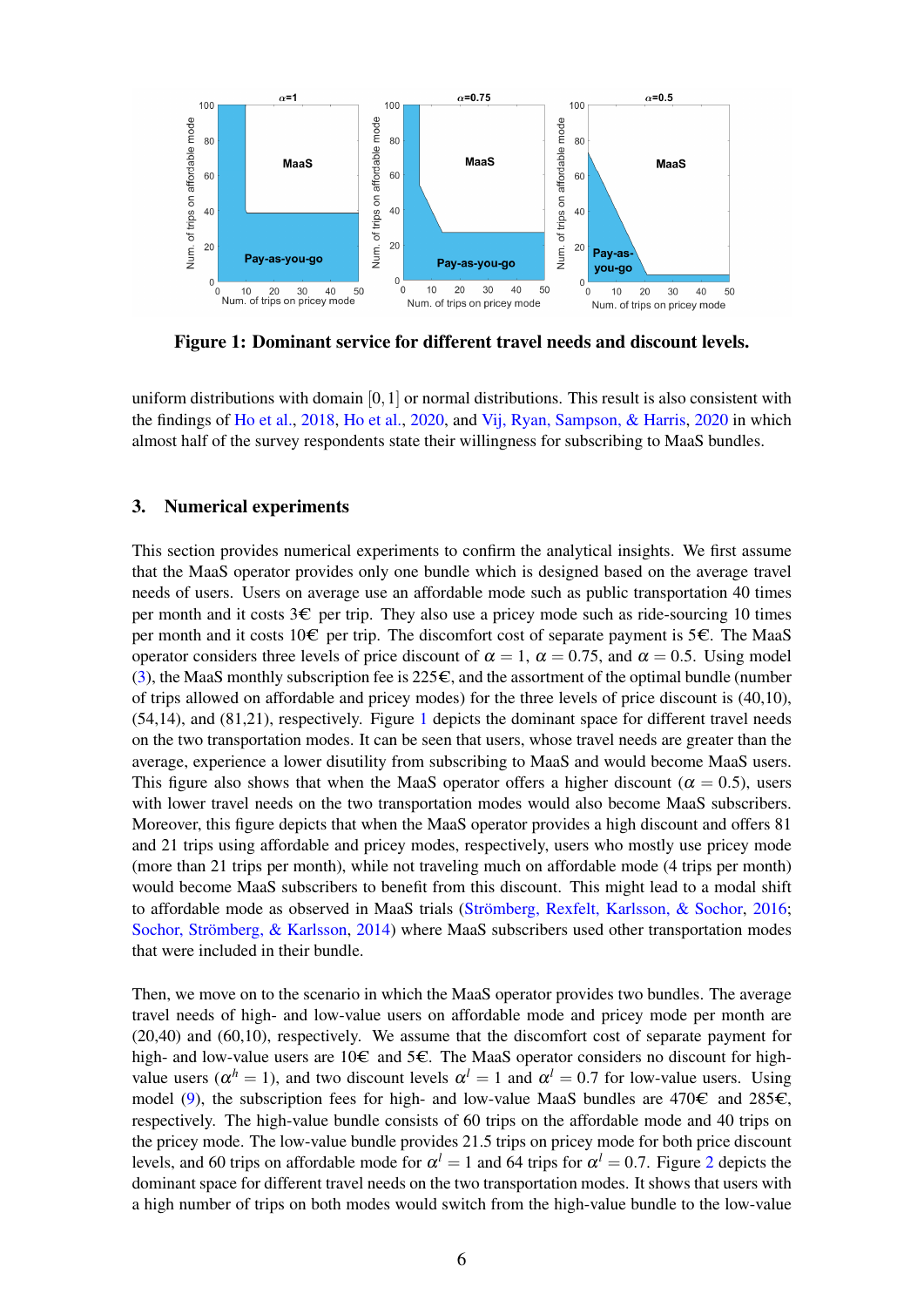**Figure 1: Dominant service for different travel needs and discount levels.**

uniform distributions with domain $[0,1]$ or normal distributions. This result is also consistent with the findings of Ho et al., 2018, Ho et al., 2020, and Vij, Ryan, Sampson, & Harris, 2020 in which almost half of the survey respondents state their willingness for subscribing to MaaS bundles.

## 3. Numerical experiments

This section provides numerical experiments to confirm the analytical insights. We first assume that the MaaS operator provides only one bundle which is designed based on the average travel needs of users. Users on average use an affordable mode such as public transportation 40 times per month and it costs 3€ per trip. They also use a pricey mode such as ride-sourcing 10 times per month and it costs 10€ per trip. The discomfort cost of separate payment is 5€. The MaaS operator considers three levels of price discount of $\alpha = 1$, $\alpha = 0.75$, and $\alpha = 0.5$. Using model (3), the MaaS monthly subscription fee is 225€, and the assortment of the optimal bundle (number of trips allowed on affordable and pricey modes) for the three levels of price discount is (40,10), (54,14), and (81,21), respectively. Figure 1 depicts the dominant space for different travel needs on the two transportation modes. It can be seen that users, whose travel needs are greater than the average, experience a lower disutility from subscribing to MaaS and would become MaaS users. This figure also shows that when the MaaS operator offers a higher discount ($\alpha = 0.5$), users with lower travel needs on the two transportation modes would also become MaaS subscribers. Moreover, this figure depicts that when the MaaS operator provides a high discount and offers 81 and 21 trips using affordable and pricey modes, respectively, users who mostly use pricey mode (more than 21 trips per month), while not traveling much on affordable mode (4 trips per month) would become MaaS subscribers to benefit from this discount. This might lead to a modal shift to affordable mode as observed in MaaS trials (Strömberg, Rexfelt, Karlsson, & Sochor, 2016; Sochor, Strömberg, & Karlsson, 2014) where MaaS subscribers used other transportation modes that were included in their bundle.

Then, we move on to the scenario in which the MaaS operator provides two bundles. The average travel needs of high- and low-value users on affordable mode and pricey mode per month are (20,40) and (60,10), respectively. We assume that the discomfort cost of separate payment for high- and low-value users are 10€ and 5€. The MaaS operator considers no discount for high-value users ($\alpha^h = 1$), and two discount levels $\alpha^l = 1$ and $\alpha^l = 0.7$ for low-value users. Using model (9), the subscription fees for high- and low-value MaaS bundles are 470€ and 285€, respectively. The high-value bundle consists of 60 trips on the affordable mode and 40 trips on the pricey mode. The low-value bundle provides 21.5 trips on pricey mode for both price discount levels, and 60 trips on affordable mode for $\alpha^l = 1$ and 64 trips for $\alpha^l = 0.7$. Figure 2 depicts the dominant space for different travel needs on the two transportation modes. It shows that users with a high number of trips on both modes would switch from the high-value bundle to the low-value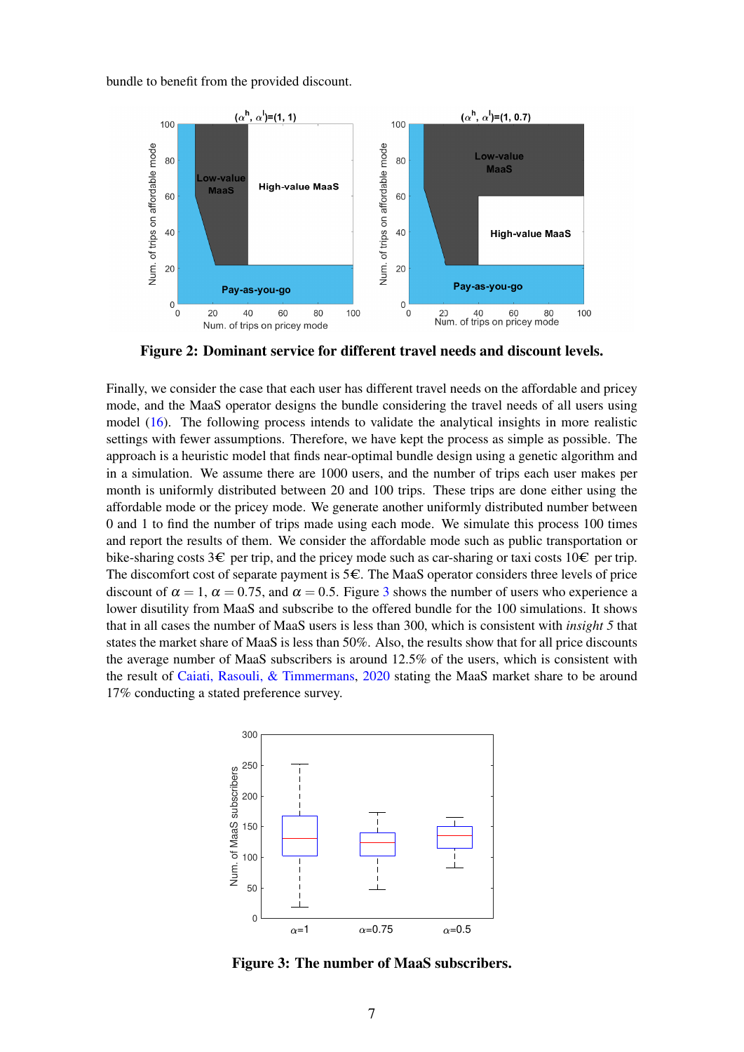bundle to benefit from the provided discount.

**Figure 2: Dominant service for different travel needs and discount levels.**

Finally, we consider the case that each user has different travel needs on the affordable and pricey mode, and the MaaS operator designs the bundle considering the travel needs of all users using model (16). The following process intends to validate the analytical insights in more realistic settings with fewer assumptions. Therefore, we have kept the process as simple as possible. The approach is a heuristic model that finds near-optimal bundle design using a genetic algorithm and in a simulation. We assume there are 1000 users, and the number of trips each user makes per month is uniformly distributed between 20 and 100 trips. These trips are done either using the affordable mode or the pricey mode. We generate another uniformly distributed number between 0 and 1 to find the number of trips made using each mode. We simulate this process 100 times and report the results of them. We consider the affordable mode such as public transportation or bike-sharing costs 3€ per trip, and the pricey mode such as car-sharing or taxi costs 10€ per trip. The discomfort cost of separate payment is 5€. The MaaS operator considers three levels of price discount of $\alpha = 1$, $\alpha = 0.75$, and $\alpha = 0.5$. Figure 3 shows the number of users who experience a lower disutility from MaaS and subscribe to the offered bundle for the 100 simulations. It shows that in all cases the number of MaaS users is less than 300, which is consistent with *insight 5* that states the market share of MaaS is less than 50%. Also, the results show that for all price discounts the average number of MaaS subscribers is around 12.5% of the users, which is consistent with the result of Caiati, Rasouli, & Timmermans, 2020 stating the MaaS market share to be around 17% conducting a stated preference survey.

**Figure 3: The number of MaaS subscribers.**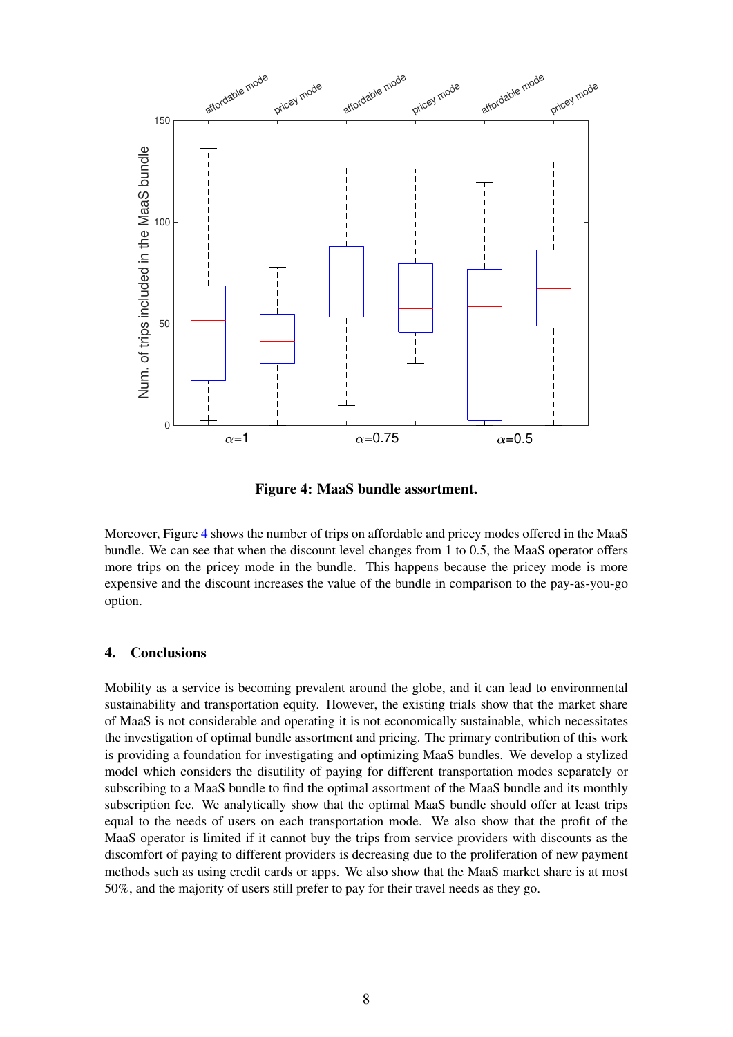Figure 4: MaaS bundle assortment.

Moreover, Figure 4 shows the number of trips on affordable and pricey modes offered in the MaaS bundle. We can see that when the discount level changes from 1 to 0.5, the MaaS operator offers more trips on the pricey mode in the bundle. This happens because the pricey mode is more expensive and the discount increases the value of the bundle in comparison to the pay-as-you-go option.

## 4. Conclusions

Mobility as a service is becoming prevalent around the globe, and it can lead to environmental sustainability and transportation equity. However, the existing trials show that the market share of MaaS is not considerable and operating it is not economically sustainable, which necessitates the investigation of optimal bundle assortment and pricing. The primary contribution of this work is providing a foundation for investigating and optimizing MaaS bundles. We develop a stylized model which considers the disutility of paying for different transportation modes separately or subscribing to a MaaS bundle to find the optimal assortment of the MaaS bundle and its monthly subscription fee. We analytically show that the optimal MaaS bundle should offer at least trips equal to the needs of users on each transportation mode. We also show that the profit of the MaaS operator is limited if it cannot buy the trips from service providers with discounts as the discomfort of paying to different providers is decreasing due to the proliferation of new payment methods such as using credit cards or apps. We also show that the MaaS market share is at most 50%, and the majority of users still prefer to pay for their travel needs as they go.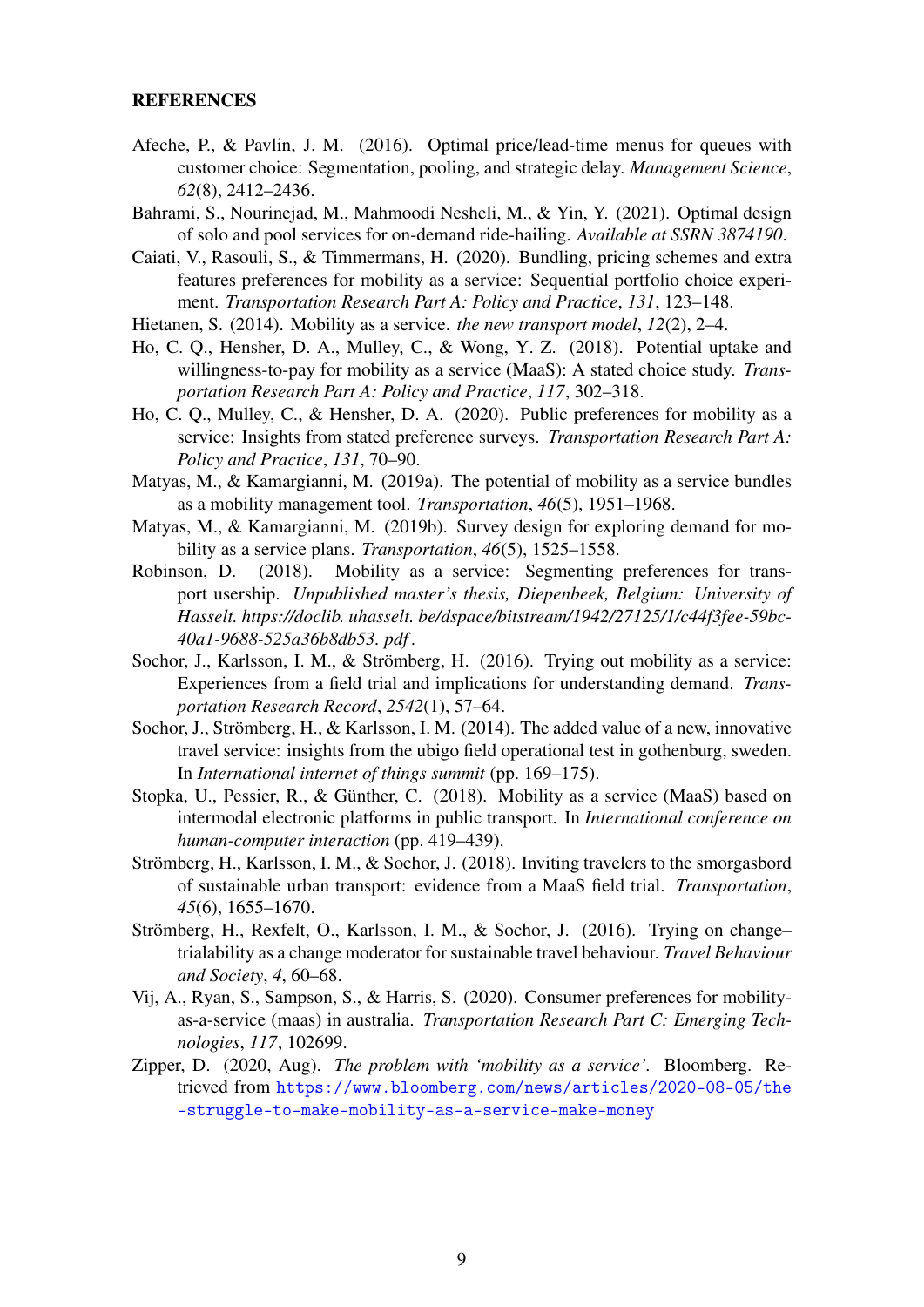## REFERENCES

Afeche, P., & Pavlin, J. M. (2016). Optimal price/lead-time menus for queues with customer choice: Segmentation, pooling, and strategic delay. *Management Science*, *62*(8), 2412–2436.

Bahrami, S., Nourinejad, M., Mahmoodi Nesheli, M., & Yin, Y. (2021). Optimal design of solo and pool services for on-demand ride-hailing. *Available at SSRN 3874190*.

Caiati, V., Rasouli, S., & Timmermans, H. (2020). Bundling, pricing schemes and extra features preferences for mobility as a service: Sequential portfolio choice experiment. *Transportation Research Part A: Policy and Practice*, *131*, 123–148.

Hietanen, S. (2014). Mobility as a service. *the new transport model*, *12*(2), 2–4.

Ho, C. Q., Hensher, D. A., Mulley, C., & Wong, Y. Z. (2018). Potential uptake and willingness-to-pay for mobility as a service (MaaS): A stated choice study. *Transportation Research Part A: Policy and Practice*, *117*, 302–318.

Ho, C. Q., Mulley, C., & Hensher, D. A. (2020). Public preferences for mobility as a service: Insights from stated preference surveys. *Transportation Research Part A: Policy and Practice*, *131*, 70–90.

Matyas, M., & Kamargianni, M. (2019a). The potential of mobility as a service bundles as a mobility management tool. *Transportation*, *46*(5), 1951–1968.

Matyas, M., & Kamargianni, M. (2019b). Survey design for exploring demand for mobility as a service plans. *Transportation*, *46*(5), 1525–1558.

Robinson, D. (2018). Mobility as a service: Segmenting preferences for transport usership. *Unpublished master's thesis, Diepenbeek, Belgium: University of Hasselt. https://doclib. uhasselt. be/dspace/bitstream/1942/27125/1/c44f3fee-59bc-40a1-9688-525a36b8db53. pdf*.

Sochor, J., Karlsson, I. M., & Strömberg, H. (2016). Trying out mobility as a service: Experiences from a field trial and implications for understanding demand. *Transportation Research Record*, *2542*(1), 57–64.

Sochor, J., Strömberg, H., & Karlsson, I. M. (2014). The added value of a new, innovative travel service: insights from the ubigo field operational test in gothenburg, sweden. In *International internet of things summit* (pp. 169–175).

Stopka, U., Pessier, R., & Günther, C. (2018). Mobility as a service (MaaS) based on intermodal electronic platforms in public transport. In *International conference on human-computer interaction* (pp. 419–439).

Strömberg, H., Karlsson, I. M., & Sochor, J. (2018). Inviting travelers to the smorgasbord of sustainable urban transport: evidence from a MaaS field trial. *Transportation*, *45*(6), 1655–1670.

Strömberg, H., Rexfelt, O., Karlsson, I. M., & Sochor, J. (2016). Trying on change–trialability as a change moderator for sustainable travel behaviour. *Travel Behaviour and Society*, *4*, 60–68.

Vij, A., Ryan, S., Sampson, S., & Harris, S. (2020). Consumer preferences for mobility-as-a-service (maas) in australia. *Transportation Research Part C: Emerging Technologies*, *117*, 102699.

Zipper, D. (2020, Aug). *The problem with 'mobility as a service'*. Bloomberg. Retrieved from https://www.bloomberg.com/news/articles/2020-08-05/the-struggle-to-make-mobility-as-a-service-make-money